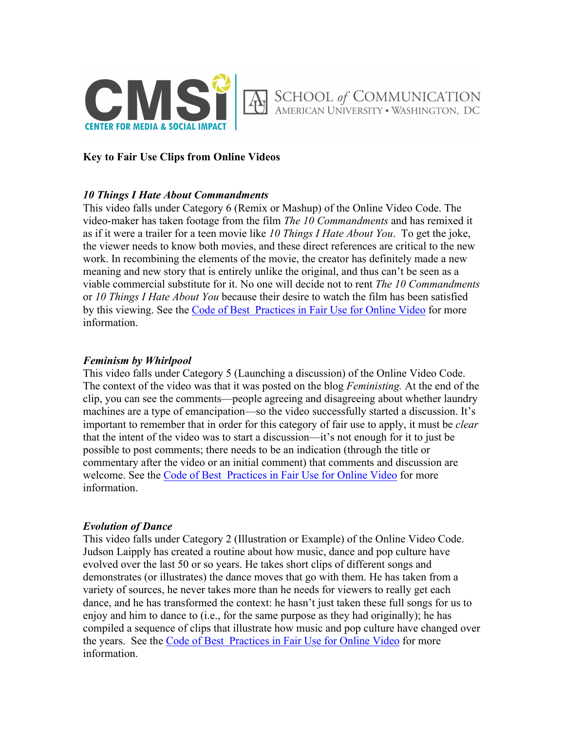CMSi CENTER FOR MEDIA & SOCIAL IMPACT | SCHOOL *of* COMMUNICATION AMERICAN UNIVERSITY • WASHINGTON, DC

**Key to Fair Use Clips from Online Videos**

***10 Things I Hate About Commandments***

This video falls under Category 6 (Remix or Mashup) of the Online Video Code. The video-maker has taken footage from the film *The 10 Commandments* and has remixed it as if it were a trailer for a teen movie like *10 Things I Hate About You*. To get the joke, the viewer needs to know both movies, and these direct references are critical to the new work. In recombining the elements of the movie, the creator has definitely made a new meaning and new story that is entirely unlike the original, and thus can't be seen as a viable commercial substitute for it. No one will decide not to rent *The 10 Commandments* or *10 Things I Hate About You* because their desire to watch the film has been satisfied by this viewing. See the Code of Best Practices in Fair Use for Online Video for more information.

***Feminism by Whirlpool***

This video falls under Category 5 (Launching a discussion) of the Online Video Code. The context of the video was that it was posted on the blog *Feministing.* At the end of the clip, you can see the comments—people agreeing and disagreeing about whether laundry machines are a type of emancipation—so the video successfully started a discussion. It's important to remember that in order for this category of fair use to apply, it must be *clear* that the intent of the video was to start a discussion—it's not enough for it to just be possible to post comments; there needs to be an indication (through the title or commentary after the video or an initial comment) that comments and discussion are welcome. See the Code of Best Practices in Fair Use for Online Video for more information.

***Evolution of Dance***

This video falls under Category 2 (Illustration or Example) of the Online Video Code. Judson Laipply has created a routine about how music, dance and pop culture have evolved over the last 50 or so years. He takes short clips of different songs and demonstrates (or illustrates) the dance moves that go with them. He has taken from a variety of sources, he never takes more than he needs for viewers to really get each dance, and he has transformed the context: he hasn't just taken these full songs for us to enjoy and him to dance to (i.e., for the same purpose as they had originally); he has compiled a sequence of clips that illustrate how music and pop culture have changed over the years. See the Code of Best Practices in Fair Use for Online Video for more information.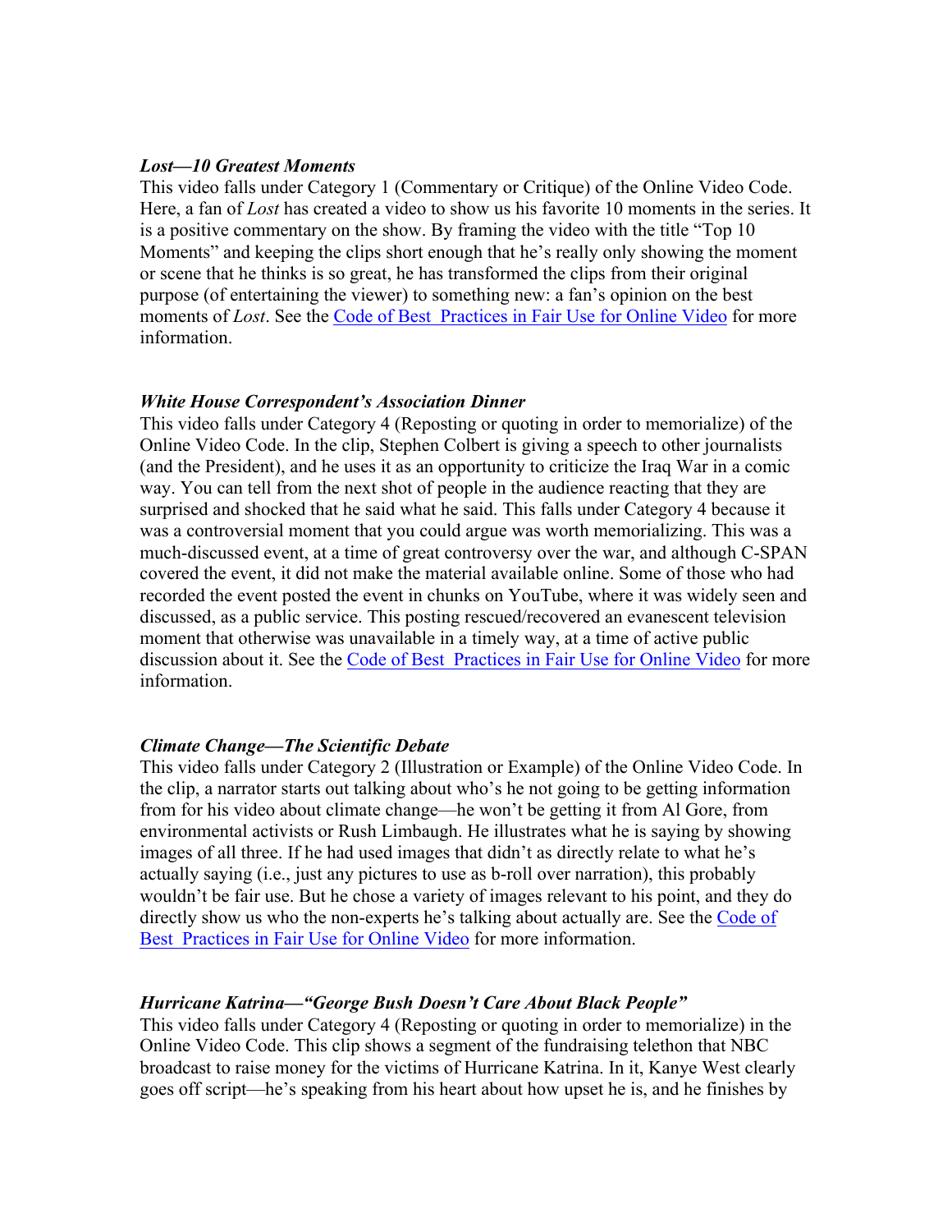***Lost—10 Greatest Moments***

This video falls under Category 1 (Commentary or Critique) of the Online Video Code. Here, a fan of *Lost* has created a video to show us his favorite 10 moments in the series. It is a positive commentary on the show. By framing the video with the title "Top 10 Moments" and keeping the clips short enough that he's really only showing the moment or scene that he thinks is so great, he has transformed the clips from their original purpose (of entertaining the viewer) to something new: a fan's opinion on the best moments of *Lost*. See the Code of Best Practices in Fair Use for Online Video for more information.

***White House Correspondent's Association Dinner***

This video falls under Category 4 (Reposting or quoting in order to memorialize) of the Online Video Code. In the clip, Stephen Colbert is giving a speech to other journalists (and the President), and he uses it as an opportunity to criticize the Iraq War in a comic way. You can tell from the next shot of people in the audience reacting that they are surprised and shocked that he said what he said. This falls under Category 4 because it was a controversial moment that you could argue was worth memorializing. This was a much-discussed event, at a time of great controversy over the war, and although C-SPAN covered the event, it did not make the material available online. Some of those who had recorded the event posted the event in chunks on YouTube, where it was widely seen and discussed, as a public service. This posting rescued/recovered an evanescent television moment that otherwise was unavailable in a timely way, at a time of active public discussion about it. See the Code of Best Practices in Fair Use for Online Video for more information.

***Climate Change—The Scientific Debate***

This video falls under Category 2 (Illustration or Example) of the Online Video Code. In the clip, a narrator starts out talking about who's he not going to be getting information from for his video about climate change—he won't be getting it from Al Gore, from environmental activists or Rush Limbaugh. He illustrates what he is saying by showing images of all three. If he had used images that didn't as directly relate to what he's actually saying (i.e., just any pictures to use as b-roll over narration), this probably wouldn't be fair use. But he chose a variety of images relevant to his point, and they do directly show us who the non-experts he's talking about actually are. See the Code of Best Practices in Fair Use for Online Video for more information.

***Hurricane Katrina—"George Bush Doesn't Care About Black People"***

This video falls under Category 4 (Reposting or quoting in order to memorialize) in the Online Video Code. This clip shows a segment of the fundraising telethon that NBC broadcast to raise money for the victims of Hurricane Katrina. In it, Kanye West clearly goes off script—he's speaking from his heart about how upset he is, and he finishes by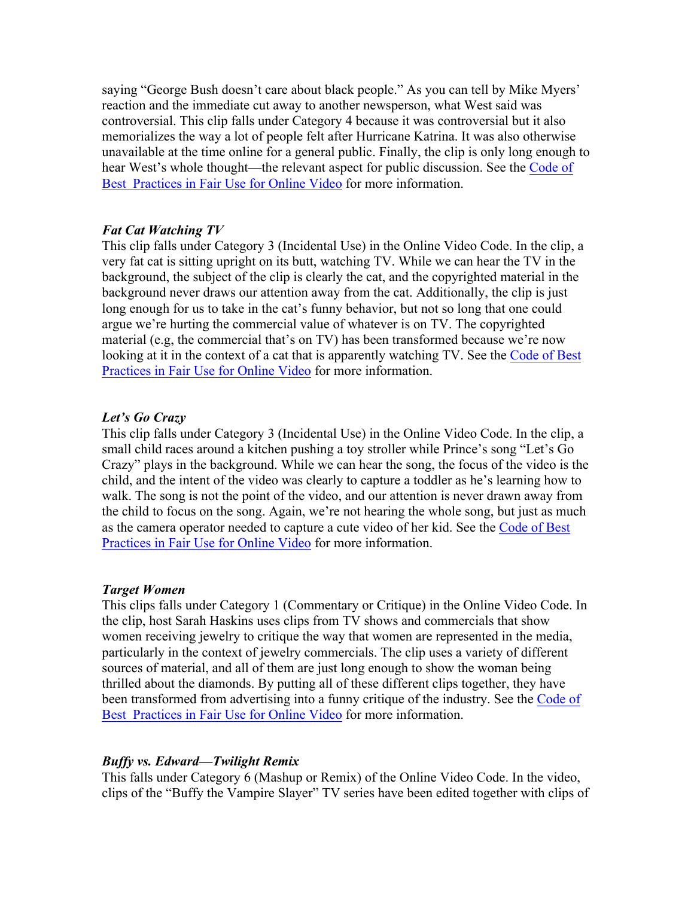saying "George Bush doesn't care about black people." As you can tell by Mike Myers' reaction and the immediate cut away to another newsperson, what West said was controversial. This clip falls under Category 4 because it was controversial but it also memorializes the way a lot of people felt after Hurricane Katrina. It was also otherwise unavailable at the time online for a general public. Finally, the clip is only long enough to hear West's whole thought—the relevant aspect for public discussion. See the Code of Best Practices in Fair Use for Online Video for more information.

***Fat Cat Watching TV***

This clip falls under Category 3 (Incidental Use) in the Online Video Code. In the clip, a very fat cat is sitting upright on its butt, watching TV. While we can hear the TV in the background, the subject of the clip is clearly the cat, and the copyrighted material in the background never draws our attention away from the cat. Additionally, the clip is just long enough for us to take in the cat's funny behavior, but not so long that one could argue we're hurting the commercial value of whatever is on TV. The copyrighted material (e.g, the commercial that's on TV) has been transformed because we're now looking at it in the context of a cat that is apparently watching TV. See the Code of Best Practices in Fair Use for Online Video for more information.

***Let's Go Crazy***

This clip falls under Category 3 (Incidental Use) in the Online Video Code. In the clip, a small child races around a kitchen pushing a toy stroller while Prince's song "Let's Go Crazy" plays in the background. While we can hear the song, the focus of the video is the child, and the intent of the video was clearly to capture a toddler as he's learning how to walk. The song is not the point of the video, and our attention is never drawn away from the child to focus on the song. Again, we're not hearing the whole song, but just as much as the camera operator needed to capture a cute video of her kid. See the Code of Best Practices in Fair Use for Online Video for more information.

***Target Women***

This clips falls under Category 1 (Commentary or Critique) in the Online Video Code. In the clip, host Sarah Haskins uses clips from TV shows and commercials that show women receiving jewelry to critique the way that women are represented in the media, particularly in the context of jewelry commercials. The clip uses a variety of different sources of material, and all of them are just long enough to show the woman being thrilled about the diamonds. By putting all of these different clips together, they have been transformed from advertising into a funny critique of the industry. See the Code of Best Practices in Fair Use for Online Video for more information.

***Buffy vs. Edward—Twilight Remix***

This falls under Category 6 (Mashup or Remix) of the Online Video Code. In the video, clips of the "Buffy the Vampire Slayer" TV series have been edited together with clips of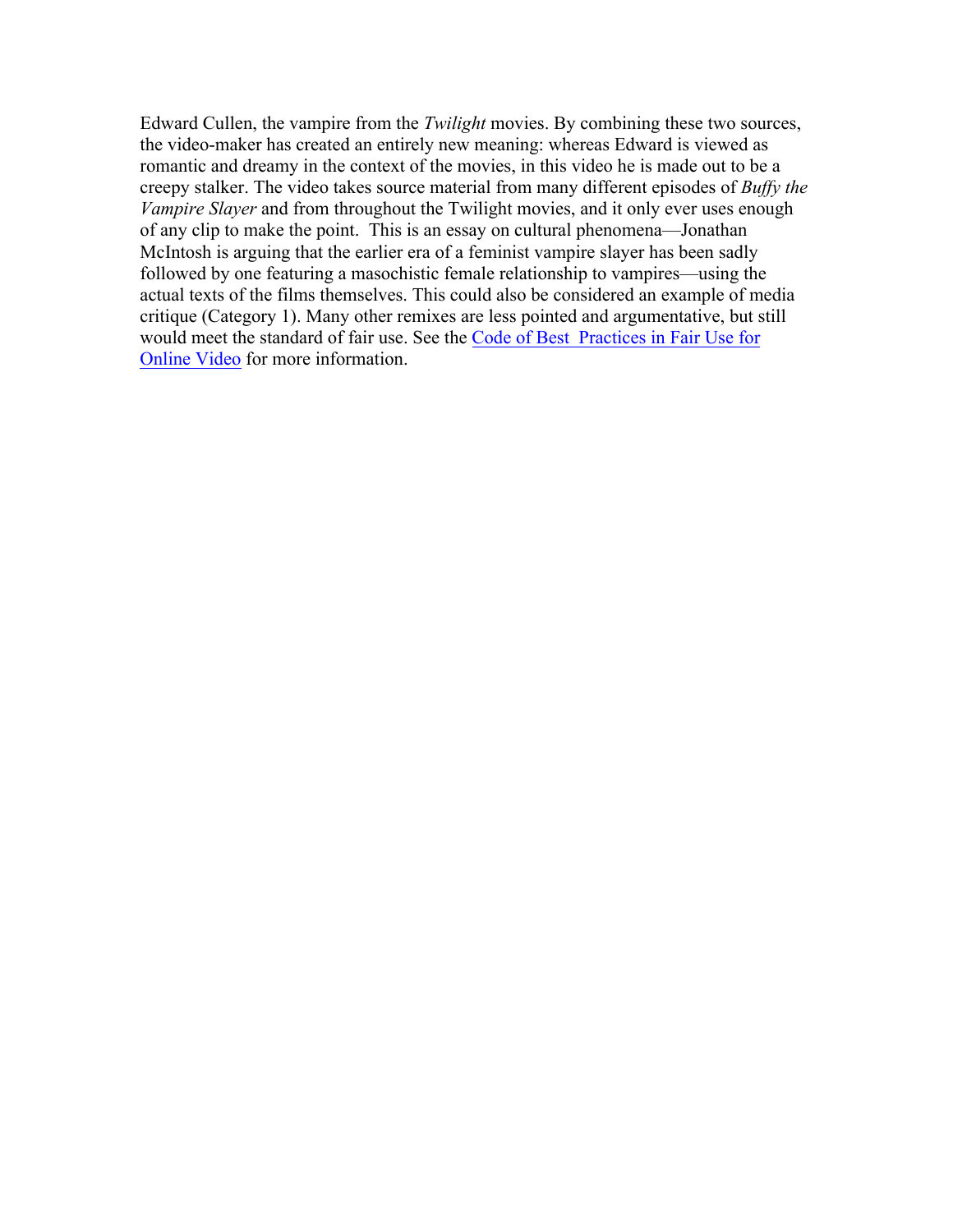Edward Cullen, the vampire from the *Twilight* movies. By combining these two sources, the video-maker has created an entirely new meaning: whereas Edward is viewed as romantic and dreamy in the context of the movies, in this video he is made out to be a creepy stalker. The video takes source material from many different episodes of *Buffy the Vampire Slayer* and from throughout the Twilight movies, and it only ever uses enough of any clip to make the point. This is an essay on cultural phenomena—Jonathan McIntosh is arguing that the earlier era of a feminist vampire slayer has been sadly followed by one featuring a masochistic female relationship to vampires—using the actual texts of the films themselves. This could also be considered an example of media critique (Category 1). Many other remixes are less pointed and argumentative, but still would meet the standard of fair use. See the Code of Best Practices in Fair Use for Online Video for more information.